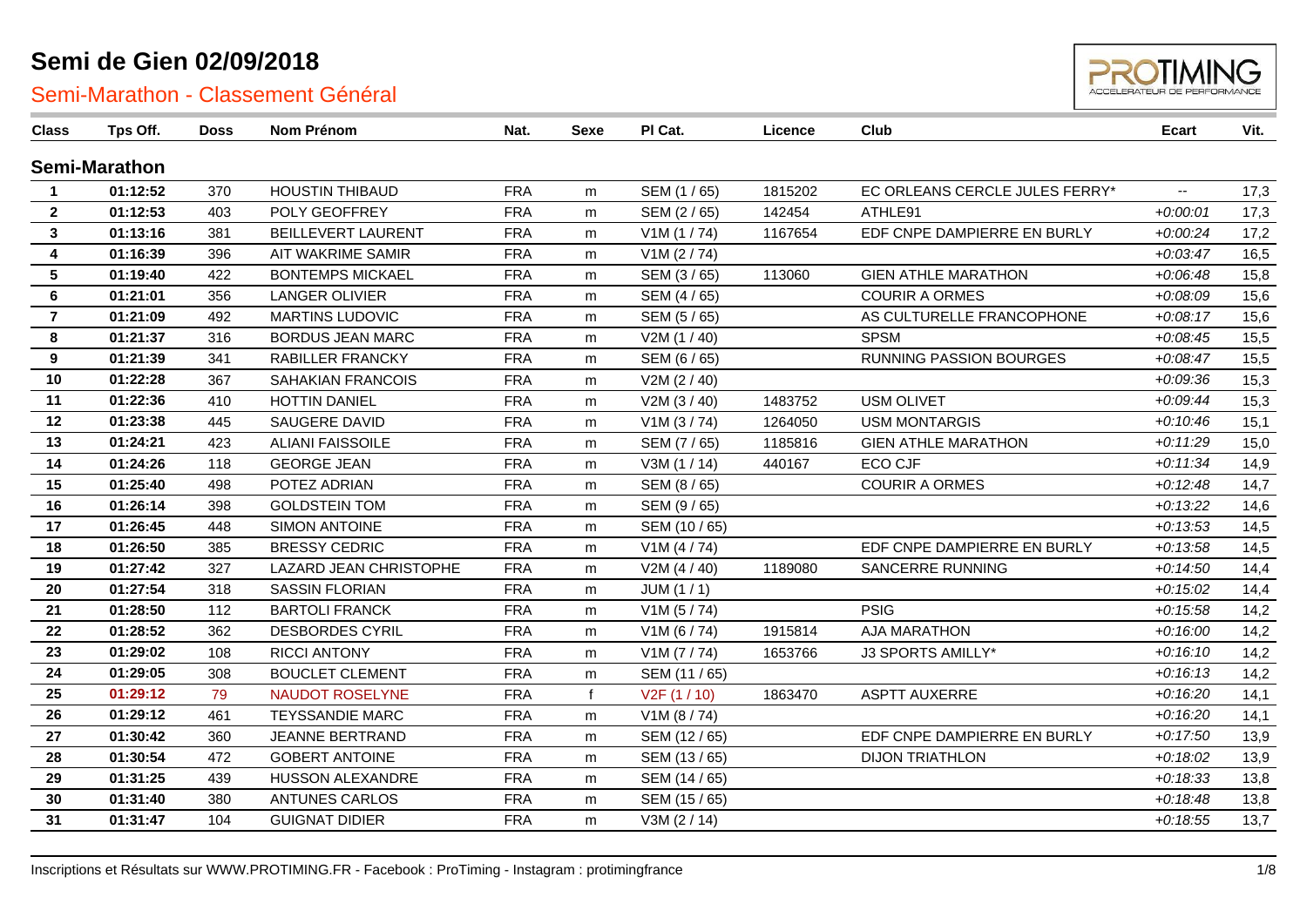# Semi de Gien 02/09/2018

## Semi-Marathon - Classement Général

| Class | Tps Off. | Doss | Nom Prénom | Nat. | Sexe | Pl Cat. | Licence | Club | Ecart | Vit. |
|---|---|---|---|---|---|---|---|---|---|---|
| **Semi-Marathon** | | | | | | | | | | |
| **1** | **01:12:52** | 370 | HOUSTIN THIBAUD | FRA | m | SEM (1 / 65) | 1815202 | EC ORLEANS CERCLE JULES FERRY* | -- | 17,3 |
| **2** | **01:12:53** | 403 | POLY GEOFFREY | FRA | m | SEM (2 / 65) | 142454 | ATHLE91 | *+0:00:01* | 17,3 |
| **3** | **01:13:16** | 381 | BEILLEVERT LAURENT | FRA | m | V1M (1 / 74) | 1167654 | EDF CNPE DAMPIERRE EN BURLY | *+0:00:24* | 17,2 |
| **4** | **01:16:39** | 396 | AIT WAKRIME SAMIR | FRA | m | V1M (2 / 74) | | | *+0:03:47* | 16,5 |
| **5** | **01:19:40** | 422 | BONTEMPS MICKAEL | FRA | m | SEM (3 / 65) | 113060 | GIEN ATHLE MARATHON | *+0:06:48* | 15,8 |
| **6** | **01:21:01** | 356 | LANGER OLIVIER | FRA | m | SEM (4 / 65) | | COURIR A ORMES | *+0:08:09* | 15,6 |
| **7** | **01:21:09** | 492 | MARTINS LUDOVIC | FRA | m | SEM (5 / 65) | | AS CULTURELLE FRANCOPHONE | *+0:08:17* | 15,6 |
| **8** | **01:21:37** | 316 | BORDUS JEAN MARC | FRA | m | V2M (1 / 40) | | SPSM | *+0:08:45* | 15,5 |
| **9** | **01:21:39** | 341 | RABILLER FRANCKY | FRA | m | SEM (6 / 65) | | RUNNING PASSION BOURGES | *+0:08:47* | 15,5 |
| **10** | **01:22:28** | 367 | SAHAKIAN FRANCOIS | FRA | m | V2M (2 / 40) | | | *+0:09:36* | 15,3 |
| **11** | **01:22:36** | 410 | HOTTIN DANIEL | FRA | m | V2M (3 / 40) | 1483752 | USM OLIVET | *+0:09:44* | 15,3 |
| **12** | **01:23:38** | 445 | SAUGERE DAVID | FRA | m | V1M (3 / 74) | 1264050 | USM MONTARGIS | *+0:10:46* | 15,1 |
| **13** | **01:24:21** | 423 | ALIANI FAISSOILE | FRA | m | SEM (7 / 65) | 1185816 | GIEN ATHLE MARATHON | *+0:11:29* | 15,0 |
| **14** | **01:24:26** | 118 | GEORGE JEAN | FRA | m | V3M (1 / 14) | 440167 | ECO CJF | *+0:11:34* | 14,9 |
| **15** | **01:25:40** | 498 | POTEZ ADRIAN | FRA | m | SEM (8 / 65) | | COURIR A ORMES | *+0:12:48* | 14,7 |
| **16** | **01:26:14** | 398 | GOLDSTEIN TOM | FRA | m | SEM (9 / 65) | | | *+0:13:22* | 14,6 |
| **17** | **01:26:45** | 448 | SIMON ANTOINE | FRA | m | SEM (10 / 65) | | | *+0:13:53* | 14,5 |
| **18** | **01:26:50** | 385 | BRESSY CEDRIC | FRA | m | V1M (4 / 74) | | EDF CNPE DAMPIERRE EN BURLY | *+0:13:58* | 14,5 |
| **19** | **01:27:42** | 327 | LAZARD JEAN CHRISTOPHE | FRA | m | V2M (4 / 40) | 1189080 | SANCERRE RUNNING | *+0:14:50* | 14,4 |
| **20** | **01:27:54** | 318 | SASSIN FLORIAN | FRA | m | JUM (1 / 1) | | | *+0:15:02* | 14,4 |
| **21** | **01:28:50** | 112 | BARTOLI FRANCK | FRA | m | V1M (5 / 74) | | PSIG | *+0:15:58* | 14,2 |
| **22** | **01:28:52** | 362 | DESBORDES CYRIL | FRA | m | V1M (6 / 74) | 1915814 | AJA MARATHON | *+0:16:00* | 14,2 |
| **23** | **01:29:02** | 108 | RICCI ANTONY | FRA | m | V1M (7 / 74) | 1653766 | J3 SPORTS AMILLY* | *+0:16:10* | 14,2 |
| **24** | **01:29:05** | 308 | BOUCLET CLEMENT | FRA | m | SEM (11 / 65) | | | *+0:16:13* | 14,2 |
| **25** | **01:29:12** | 79 | NAUDOT ROSELYNE | FRA | f | V2F (1 / 10) | 1863470 | ASPTT AUXERRE | *+0:16:20* | 14,1 |
| **26** | **01:29:12** | 461 | TEYSSANDIE MARC | FRA | m | V1M (8 / 74) | | | *+0:16:20* | 14,1 |
| **27** | **01:30:42** | 360 | JEANNE BERTRAND | FRA | m | SEM (12 / 65) | | EDF CNPE DAMPIERRE EN BURLY | *+0:17:50* | 13,9 |
| **28** | **01:30:54** | 472 | GOBERT ANTOINE | FRA | m | SEM (13 / 65) | | DIJON TRIATHLON | *+0:18:02* | 13,9 |
| **29** | **01:31:25** | 439 | HUSSON ALEXANDRE | FRA | m | SEM (14 / 65) | | | *+0:18:33* | 13,8 |
| **30** | **01:31:40** | 380 | ANTUNES CARLOS | FRA | m | SEM (15 / 65) | | | *+0:18:48* | 13,8 |
| **31** | **01:31:47** | 104 | GUIGNAT DIDIER | FRA | m | V3M (2 / 14) | | | *+0:18:55* | 13,7 |

Inscriptions et Résultats sur WWW.PROTIMING.FR - Facebook : ProTiming - Instagram : protimingfrance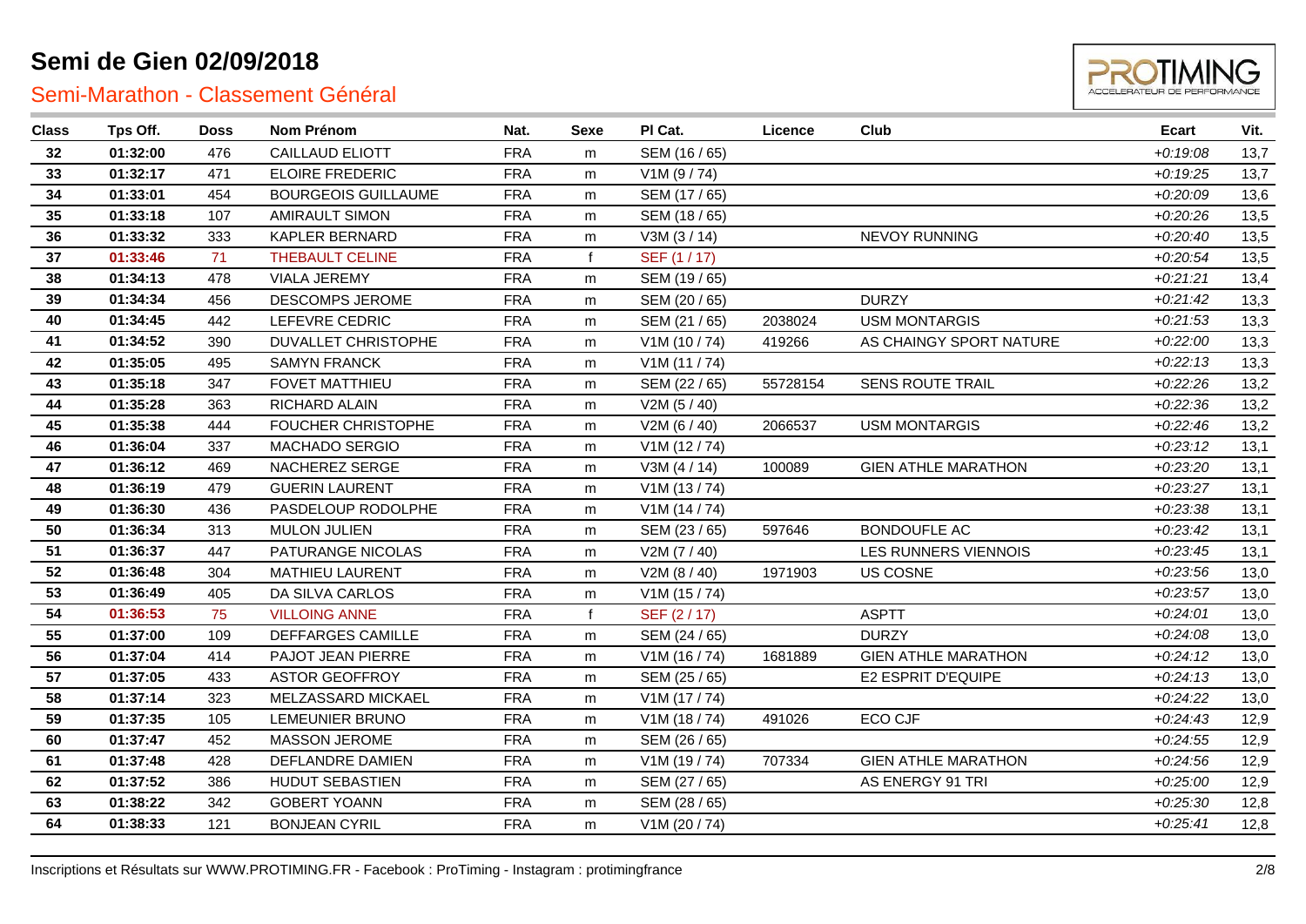# Semi de Gien 02/09/2018

## Semi-Marathon - Classement Général

| Class | Tps Off. | Doss | Nom Prénom | Nat. | Sexe | Pl Cat. | Licence | Club | Ecart | Vit. |
|---|---|---|---|---|---|---|---|---|---|---|
| 32 | 01:32:00 | 476 | CAILLAUD ELIOTT | FRA | m | SEM (16 / 65) | | | +0:19:08 | 13,7 |
| 33 | 01:32:17 | 471 | ELOIRE FREDERIC | FRA | m | V1M (9 / 74) | | | +0:19:25 | 13,7 |
| 34 | 01:33:01 | 454 | BOURGEOIS GUILLAUME | FRA | m | SEM (17 / 65) | | | +0:20:09 | 13,6 |
| 35 | 01:33:18 | 107 | AMIRAULT SIMON | FRA | m | SEM (18 / 65) | | | +0:20:26 | 13,5 |
| 36 | 01:33:32 | 333 | KAPLER BERNARD | FRA | m | V3M (3 / 14) | | NEVOY RUNNING | +0:20:40 | 13,5 |
| 37 | 01:33:46 | 71 | THEBAULT CELINE | FRA | f | SEF (1 / 17) | | | +0:20:54 | 13,5 |
| 38 | 01:34:13 | 478 | VIALA JEREMY | FRA | m | SEM (19 / 65) | | | +0:21:21 | 13,4 |
| 39 | 01:34:34 | 456 | DESCOMPS JEROME | FRA | m | SEM (20 / 65) | | DURZY | +0:21:42 | 13,3 |
| 40 | 01:34:45 | 442 | LEFEVRE CEDRIC | FRA | m | SEM (21 / 65) | 2038024 | USM MONTARGIS | +0:21:53 | 13,3 |
| 41 | 01:34:52 | 390 | DUVALLET CHRISTOPHE | FRA | m | V1M (10 / 74) | 419266 | AS CHAINGY SPORT NATURE | +0:22:00 | 13,3 |
| 42 | 01:35:05 | 495 | SAMYN FRANCK | FRA | m | V1M (11 / 74) | | | +0:22:13 | 13,3 |
| 43 | 01:35:18 | 347 | FOVET MATTHIEU | FRA | m | SEM (22 / 65) | 55728154 | SENS ROUTE TRAIL | +0:22:26 | 13,2 |
| 44 | 01:35:28 | 363 | RICHARD ALAIN | FRA | m | V2M (5 / 40) | | | +0:22:36 | 13,2 |
| 45 | 01:35:38 | 444 | FOUCHER CHRISTOPHE | FRA | m | V2M (6 / 40) | 2066537 | USM MONTARGIS | +0:22:46 | 13,2 |
| 46 | 01:36:04 | 337 | MACHADO SERGIO | FRA | m | V1M (12 / 74) | | | +0:23:12 | 13,1 |
| 47 | 01:36:12 | 469 | NACHEREZ SERGE | FRA | m | V3M (4 / 14) | 100089 | GIEN ATHLE MARATHON | +0:23:20 | 13,1 |
| 48 | 01:36:19 | 479 | GUERIN LAURENT | FRA | m | V1M (13 / 74) | | | +0:23:27 | 13,1 |
| 49 | 01:36:30 | 436 | PASDELOUP RODOLPHE | FRA | m | V1M (14 / 74) | | | +0:23:38 | 13,1 |
| 50 | 01:36:34 | 313 | MULON JULIEN | FRA | m | SEM (23 / 65) | 597646 | BONDOUFLE AC | +0:23:42 | 13,1 |
| 51 | 01:36:37 | 447 | PATURANGE NICOLAS | FRA | m | V2M (7 / 40) | | LES RUNNERS VIENNOIS | +0:23:45 | 13,1 |
| 52 | 01:36:48 | 304 | MATHIEU LAURENT | FRA | m | V2M (8 / 40) | 1971903 | US COSNE | +0:23:56 | 13,0 |
| 53 | 01:36:49 | 405 | DA SILVA CARLOS | FRA | m | V1M (15 / 74) | | | +0:23:57 | 13,0 |
| 54 | 01:36:53 | 75 | VILLOING ANNE | FRA | f | SEF (2 / 17) | | ASPTT | +0:24:01 | 13,0 |
| 55 | 01:37:00 | 109 | DEFFARGES CAMILLE | FRA | m | SEM (24 / 65) | | DURZY | +0:24:08 | 13,0 |
| 56 | 01:37:04 | 414 | PAJOT JEAN PIERRE | FRA | m | V1M (16 / 74) | 1681889 | GIEN ATHLE MARATHON | +0:24:12 | 13,0 |
| 57 | 01:37:05 | 433 | ASTOR GEOFFROY | FRA | m | SEM (25 / 65) | | E2 ESPRIT D'EQUIPE | +0:24:13 | 13,0 |
| 58 | 01:37:14 | 323 | MELZASSARD MICKAEL | FRA | m | V1M (17 / 74) | | | +0:24:22 | 13,0 |
| 59 | 01:37:35 | 105 | LEMEUNIER BRUNO | FRA | m | V1M (18 / 74) | 491026 | ECO CJF | +0:24:43 | 12,9 |
| 60 | 01:37:47 | 452 | MASSON JEROME | FRA | m | SEM (26 / 65) | | | +0:24:55 | 12,9 |
| 61 | 01:37:48 | 428 | DEFLANDRE DAMIEN | FRA | m | V1M (19 / 74) | 707334 | GIEN ATHLE MARATHON | +0:24:56 | 12,9 |
| 62 | 01:37:52 | 386 | HUDUT SEBASTIEN | FRA | m | SEM (27 / 65) | | AS ENERGY 91 TRI | +0:25:00 | 12,9 |
| 63 | 01:38:22 | 342 | GOBERT YOANN | FRA | m | SEM (28 / 65) | | | +0:25:30 | 12,8 |
| 64 | 01:38:33 | 121 | BONJEAN CYRIL | FRA | m | V1M (20 / 74) | | | +0:25:41 | 12,8 |

Inscriptions et Résultats sur WWW.PROTIMING.FR - Facebook : ProTiming - Instagram : protimingfrance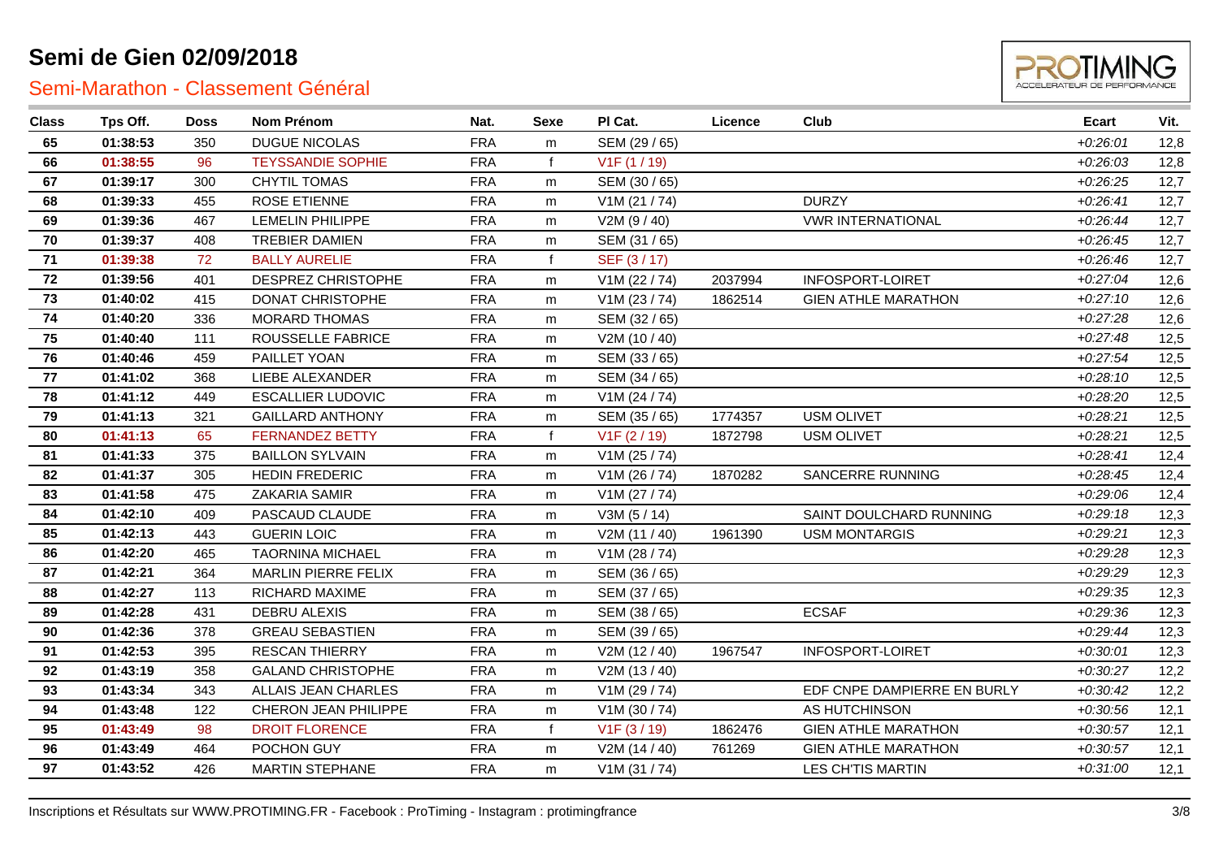# Semi de Gien 02/09/2018

## Semi-Marathon - Classement Général

| Class | Tps Off. | Doss | Nom Prénom | Nat. | Sexe | Pl Cat. | Licence | Club | Ecart | Vit. |
|---|---|---|---|---|---|---|---|---|---|---|
| 65 | 01:38:53 | 350 | DUGUE NICOLAS | FRA | m | SEM (29 / 65) | | | +0:26:01 | 12,8 |
| 66 | 01:38:55 | 96 | TEYSSANDIE SOPHIE | FRA | f | V1F (1 / 19) | | | +0:26:03 | 12,8 |
| 67 | 01:39:17 | 300 | CHYTIL TOMAS | FRA | m | SEM (30 / 65) | | | +0:26:25 | 12,7 |
| 68 | 01:39:33 | 455 | ROSE ETIENNE | FRA | m | V1M (21 / 74) | | DURZY | +0:26:41 | 12,7 |
| 69 | 01:39:36 | 467 | LEMELIN PHILIPPE | FRA | m | V2M (9 / 40) | | VWR INTERNATIONAL | +0:26:44 | 12,7 |
| 70 | 01:39:37 | 408 | TREBIER DAMIEN | FRA | m | SEM (31 / 65) | | | +0:26:45 | 12,7 |
| 71 | 01:39:38 | 72 | BALLY AURELIE | FRA | f | SEF (3 / 17) | | | +0:26:46 | 12,7 |
| 72 | 01:39:56 | 401 | DESPREZ CHRISTOPHE | FRA | m | V1M (22 / 74) | 2037994 | INFOSPORT-LOIRET | +0:27:04 | 12,6 |
| 73 | 01:40:02 | 415 | DONAT CHRISTOPHE | FRA | m | V1M (23 / 74) | 1862514 | GIEN ATHLE MARATHON | +0:27:10 | 12,6 |
| 74 | 01:40:20 | 336 | MORARD THOMAS | FRA | m | SEM (32 / 65) | | | +0:27:28 | 12,6 |
| 75 | 01:40:40 | 111 | ROUSSELLE FABRICE | FRA | m | V2M (10 / 40) | | | +0:27:48 | 12,5 |
| 76 | 01:40:46 | 459 | PAILLET YOAN | FRA | m | SEM (33 / 65) | | | +0:27:54 | 12,5 |
| 77 | 01:41:02 | 368 | LIEBE ALEXANDER | FRA | m | SEM (34 / 65) | | | +0:28:10 | 12,5 |
| 78 | 01:41:12 | 449 | ESCALLIER LUDOVIC | FRA | m | V1M (24 / 74) | | | +0:28:20 | 12,5 |
| 79 | 01:41:13 | 321 | GAILLARD ANTHONY | FRA | m | SEM (35 / 65) | 1774357 | USM OLIVET | +0:28:21 | 12,5 |
| 80 | 01:41:13 | 65 | FERNANDEZ BETTY | FRA | f | V1F (2 / 19) | 1872798 | USM OLIVET | +0:28:21 | 12,5 |
| 81 | 01:41:33 | 375 | BAILLON SYLVAIN | FRA | m | V1M (25 / 74) | | | +0:28:41 | 12,4 |
| 82 | 01:41:37 | 305 | HEDIN FREDERIC | FRA | m | V1M (26 / 74) | 1870282 | SANCERRE RUNNING | +0:28:45 | 12,4 |
| 83 | 01:41:58 | 475 | ZAKARIA SAMIR | FRA | m | V1M (27 / 74) | | | +0:29:06 | 12,4 |
| 84 | 01:42:10 | 409 | PASCAUD CLAUDE | FRA | m | V3M (5 / 14) | | SAINT DOULCHARD RUNNING | +0:29:18 | 12,3 |
| 85 | 01:42:13 | 443 | GUERIN LOIC | FRA | m | V2M (11 / 40) | 1961390 | USM MONTARGIS | +0:29:21 | 12,3 |
| 86 | 01:42:20 | 465 | TAORNINA MICHAEL | FRA | m | V1M (28 / 74) | | | +0:29:28 | 12,3 |
| 87 | 01:42:21 | 364 | MARLIN PIERRE FELIX | FRA | m | SEM (36 / 65) | | | +0:29:29 | 12,3 |
| 88 | 01:42:27 | 113 | RICHARD MAXIME | FRA | m | SEM (37 / 65) | | | +0:29:35 | 12,3 |
| 89 | 01:42:28 | 431 | DEBRU ALEXIS | FRA | m | SEM (38 / 65) | | ECSAF | +0:29:36 | 12,3 |
| 90 | 01:42:36 | 378 | GREAU SEBASTIEN | FRA | m | SEM (39 / 65) | | | +0:29:44 | 12,3 |
| 91 | 01:42:53 | 395 | RESCAN THIERRY | FRA | m | V2M (12 / 40) | 1967547 | INFOSPORT-LOIRET | +0:30:01 | 12,3 |
| 92 | 01:43:19 | 358 | GALAND CHRISTOPHE | FRA | m | V2M (13 / 40) | | | +0:30:27 | 12,2 |
| 93 | 01:43:34 | 343 | ALLAIS JEAN CHARLES | FRA | m | V1M (29 / 74) | | EDF CNPE DAMPIERRE EN BURLY | +0:30:42 | 12,2 |
| 94 | 01:43:48 | 122 | CHERON JEAN PHILIPPE | FRA | m | V1M (30 / 74) | | AS HUTCHINSON | +0:30:56 | 12,1 |
| 95 | 01:43:49 | 98 | DROIT FLORENCE | FRA | f | V1F (3 / 19) | 1862476 | GIEN ATHLE MARATHON | +0:30:57 | 12,1 |
| 96 | 01:43:49 | 464 | POCHON GUY | FRA | m | V2M (14 / 40) | 761269 | GIEN ATHLE MARATHON | +0:30:57 | 12,1 |
| 97 | 01:43:52 | 426 | MARTIN STEPHANE | FRA | m | V1M (31 / 74) | | LES CH'TIS MARTIN | +0:31:00 | 12,1 |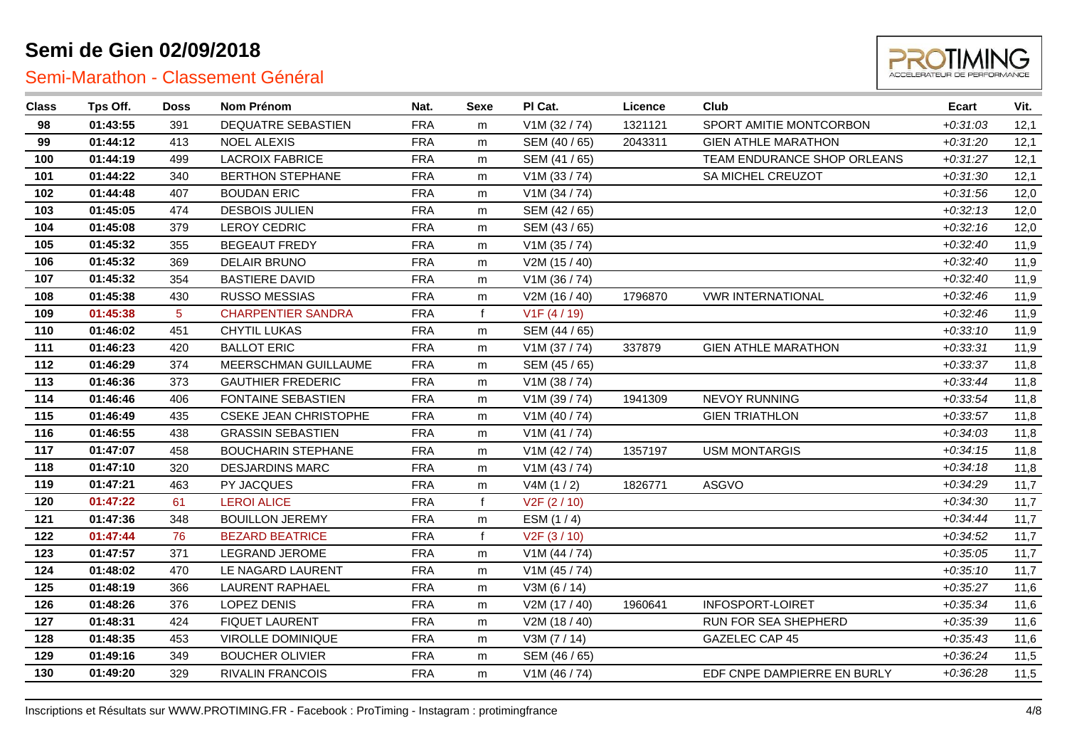# Semi de Gien 02/09/2018

## Semi-Marathon - Classement Général

| Class | Tps Off. | Doss | Nom Prénom | Nat. | Sexe | Pl Cat. | Licence | Club | Ecart | Vit. |
|---|---|---|---|---|---|---|---|---|---|---|
| 98 | 01:43:55 | 391 | DEQUATRE SEBASTIEN | FRA | m | V1M (32 / 74) | 1321121 | SPORT AMITIE MONTCORBON | +0:31:03 | 12,1 |
| 99 | 01:44:12 | 413 | NOEL ALEXIS | FRA | m | SEM (40 / 65) | 2043311 | GIEN ATHLE MARATHON | +0:31:20 | 12,1 |
| 100 | 01:44:19 | 499 | LACROIX FABRICE | FRA | m | SEM (41 / 65) | | TEAM ENDURANCE SHOP ORLEANS | +0:31:27 | 12,1 |
| 101 | 01:44:22 | 340 | BERTHON STEPHANE | FRA | m | V1M (33 / 74) | | SA MICHEL CREUZOT | +0:31:30 | 12,1 |
| 102 | 01:44:48 | 407 | BOUDAN ERIC | FRA | m | V1M (34 / 74) | | | +0:31:56 | 12,0 |
| 103 | 01:45:05 | 474 | DESBOIS JULIEN | FRA | m | SEM (42 / 65) | | | +0:32:13 | 12,0 |
| 104 | 01:45:08 | 379 | LEROY CEDRIC | FRA | m | SEM (43 / 65) | | | +0:32:16 | 12,0 |
| 105 | 01:45:32 | 355 | BEGEAUT FREDY | FRA | m | V1M (35 / 74) | | | +0:32:40 | 11,9 |
| 106 | 01:45:32 | 369 | DELAIR BRUNO | FRA | m | V2M (15 / 40) | | | +0:32:40 | 11,9 |
| 107 | 01:45:32 | 354 | BASTIERE DAVID | FRA | m | V1M (36 / 74) | | | +0:32:40 | 11,9 |
| 108 | 01:45:38 | 430 | RUSSO MESSIAS | FRA | m | V2M (16 / 40) | 1796870 | VWR INTERNATIONAL | +0:32:46 | 11,9 |
| 109 | 01:45:38 | 5 | CHARPENTIER SANDRA | FRA | f | V1F (4 / 19) | | | +0:32:46 | 11,9 |
| 110 | 01:46:02 | 451 | CHYTIL LUKAS | FRA | m | SEM (44 / 65) | | | +0:33:10 | 11,9 |
| 111 | 01:46:23 | 420 | BALLOT ERIC | FRA | m | V1M (37 / 74) | 337879 | GIEN ATHLE MARATHON | +0:33:31 | 11,9 |
| 112 | 01:46:29 | 374 | MEERSCHMAN GUILLAUME | FRA | m | SEM (45 / 65) | | | +0:33:37 | 11,8 |
| 113 | 01:46:36 | 373 | GAUTHIER FREDERIC | FRA | m | V1M (38 / 74) | | | +0:33:44 | 11,8 |
| 114 | 01:46:46 | 406 | FONTAINE SEBASTIEN | FRA | m | V1M (39 / 74) | 1941309 | NEVOY RUNNING | +0:33:54 | 11,8 |
| 115 | 01:46:49 | 435 | CSEKE JEAN CHRISTOPHE | FRA | m | V1M (40 / 74) | | GIEN TRIATHLON | +0:33:57 | 11,8 |
| 116 | 01:46:55 | 438 | GRASSIN SEBASTIEN | FRA | m | V1M (41 / 74) | | | +0:34:03 | 11,8 |
| 117 | 01:47:07 | 458 | BOUCHARIN STEPHANE | FRA | m | V1M (42 / 74) | 1357197 | USM MONTARGIS | +0:34:15 | 11,8 |
| 118 | 01:47:10 | 320 | DESJARDINS MARC | FRA | m | V1M (43 / 74) | | | +0:34:18 | 11,8 |
| 119 | 01:47:21 | 463 | PY JACQUES | FRA | m | V4M (1 / 2) | 1826771 | ASGVO | +0:34:29 | 11,7 |
| 120 | 01:47:22 | 61 | LEROI ALICE | FRA | f | V2F (2 / 10) | | | +0:34:30 | 11,7 |
| 121 | 01:47:36 | 348 | BOUILLON JEREMY | FRA | m | ESM (1 / 4) | | | +0:34:44 | 11,7 |
| 122 | 01:47:44 | 76 | BEZARD BEATRICE | FRA | f | V2F (3 / 10) | | | +0:34:52 | 11,7 |
| 123 | 01:47:57 | 371 | LEGRAND JEROME | FRA | m | V1M (44 / 74) | | | +0:35:05 | 11,7 |
| 124 | 01:48:02 | 470 | LE NAGARD LAURENT | FRA | m | V1M (45 / 74) | | | +0:35:10 | 11,7 |
| 125 | 01:48:19 | 366 | LAURENT RAPHAEL | FRA | m | V3M (6 / 14) | | | +0:35:27 | 11,6 |
| 126 | 01:48:26 | 376 | LOPEZ DENIS | FRA | m | V2M (17 / 40) | 1960641 | INFOSPORT-LOIRET | +0:35:34 | 11,6 |
| 127 | 01:48:31 | 424 | FIQUET LAURENT | FRA | m | V2M (18 / 40) | | RUN FOR SEA SHEPHERD | +0:35:39 | 11,6 |
| 128 | 01:48:35 | 453 | VIROLLE DOMINIQUE | FRA | m | V3M (7 / 14) | | GAZELEC CAP 45 | +0:35:43 | 11,6 |
| 129 | 01:49:16 | 349 | BOUCHER OLIVIER | FRA | m | SEM (46 / 65) | | | +0:36:24 | 11,5 |
| 130 | 01:49:20 | 329 | RIVALIN FRANCOIS | FRA | m | V1M (46 / 74) | | EDF CNPE DAMPIERRE EN BURLY | +0:36:28 | 11,5 |

Inscriptions et Résultats sur WWW.PROTIMING.FR - Facebook : ProTiming - Instagram : protimingfrance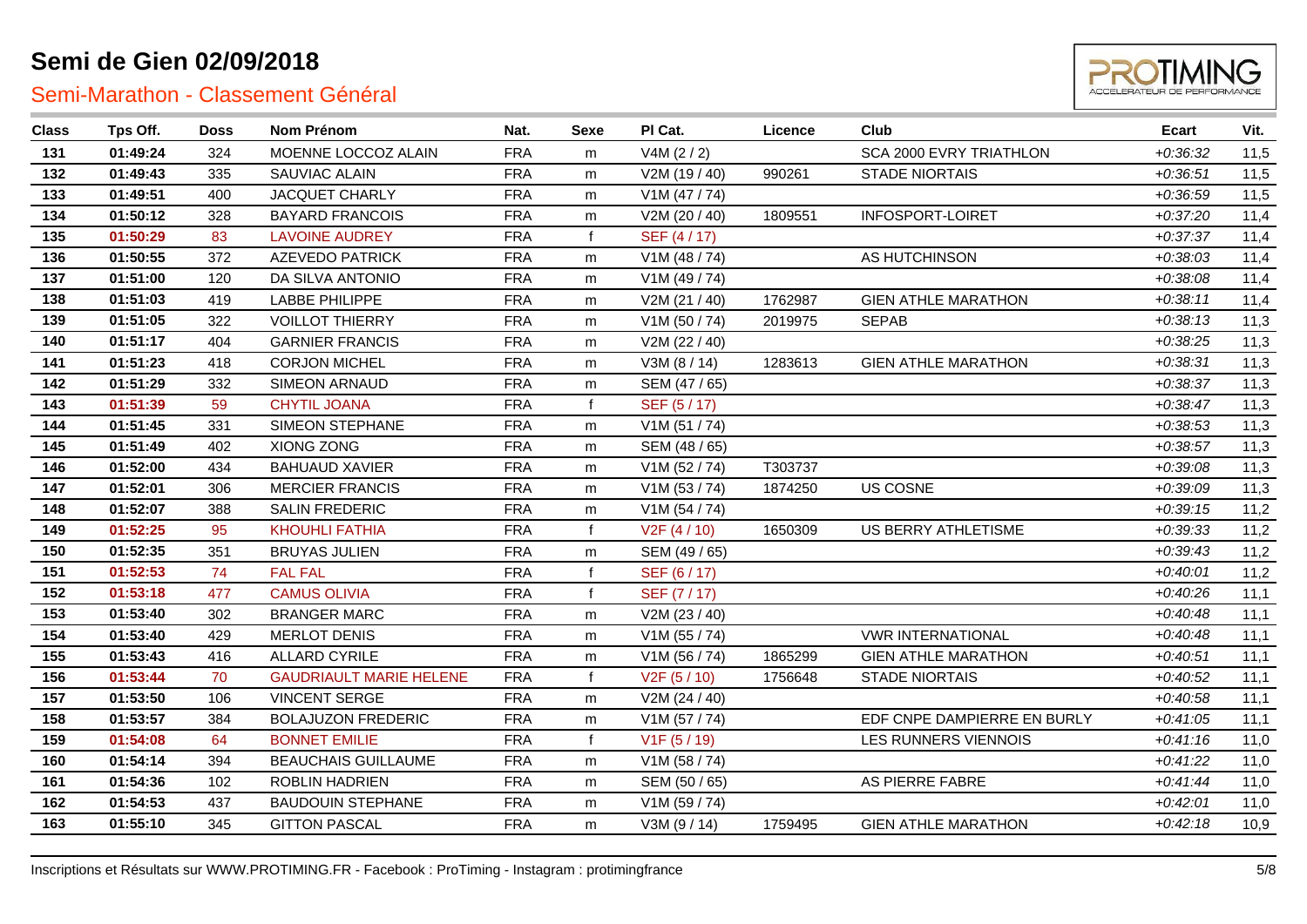# Semi de Gien 02/09/2018

## Semi-Marathon - Classement Général

| Class | Tps Off. | Doss | Nom Prénom | Nat. | Sexe | Pl Cat. | Licence | Club | Ecart | Vit. |
|---|---|---|---|---|---|---|---|---|---|---|
| 131 | 01:49:24 | 324 | MOENNE LOCCOZ ALAIN | FRA | m | V4M (2 / 2) | | SCA 2000 EVRY TRIATHLON | +0:36:32 | 11,5 |
| 132 | 01:49:43 | 335 | SAUVIAC ALAIN | FRA | m | V2M (19 / 40) | 990261 | STADE NIORTAIS | +0:36:51 | 11,5 |
| 133 | 01:49:51 | 400 | JACQUET CHARLY | FRA | m | V1M (47 / 74) | | | +0:36:59 | 11,5 |
| 134 | 01:50:12 | 328 | BAYARD FRANCOIS | FRA | m | V2M (20 / 40) | 1809551 | INFOSPORT-LOIRET | +0:37:20 | 11,4 |
| 135 | 01:50:29 | 83 | LAVOINE AUDREY | FRA | f | SEF (4 / 17) | | | +0:37:37 | 11,4 |
| 136 | 01:50:55 | 372 | AZEVEDO PATRICK | FRA | m | V1M (48 / 74) | | AS HUTCHINSON | +0:38:03 | 11,4 |
| 137 | 01:51:00 | 120 | DA SILVA ANTONIO | FRA | m | V1M (49 / 74) | | | +0:38:08 | 11,4 |
| 138 | 01:51:03 | 419 | LABBE PHILIPPE | FRA | m | V2M (21 / 40) | 1762987 | GIEN ATHLE MARATHON | +0:38:11 | 11,4 |
| 139 | 01:51:05 | 322 | VOILLOT THIERRY | FRA | m | V1M (50 / 74) | 2019975 | SEPAB | +0:38:13 | 11,3 |
| 140 | 01:51:17 | 404 | GARNIER FRANCIS | FRA | m | V2M (22 / 40) | | | +0:38:25 | 11,3 |
| 141 | 01:51:23 | 418 | CORJON MICHEL | FRA | m | V3M (8 / 14) | 1283613 | GIEN ATHLE MARATHON | +0:38:31 | 11,3 |
| 142 | 01:51:29 | 332 | SIMEON ARNAUD | FRA | m | SEM (47 / 65) | | | +0:38:37 | 11,3 |
| 143 | 01:51:39 | 59 | CHYTIL JOANA | FRA | f | SEF (5 / 17) | | | +0:38:47 | 11,3 |
| 144 | 01:51:45 | 331 | SIMEON STEPHANE | FRA | m | V1M (51 / 74) | | | +0:38:53 | 11,3 |
| 145 | 01:51:49 | 402 | XIONG ZONG | FRA | m | SEM (48 / 65) | | | +0:38:57 | 11,3 |
| 146 | 01:52:00 | 434 | BAHUAUD XAVIER | FRA | m | V1M (52 / 74) | T303737 | | +0:39:08 | 11,3 |
| 147 | 01:52:01 | 306 | MERCIER FRANCIS | FRA | m | V1M (53 / 74) | 1874250 | US COSNE | +0:39:09 | 11,3 |
| 148 | 01:52:07 | 388 | SALIN FREDERIC | FRA | m | V1M (54 / 74) | | | +0:39:15 | 11,2 |
| 149 | 01:52:25 | 95 | KHOUHLI FATHIA | FRA | f | V2F (4 / 10) | 1650309 | US BERRY ATHLETISME | +0:39:33 | 11,2 |
| 150 | 01:52:35 | 351 | BRUYAS JULIEN | FRA | m | SEM (49 / 65) | | | +0:39:43 | 11,2 |
| 151 | 01:52:53 | 74 | FAL FAL | FRA | f | SEF (6 / 17) | | | +0:40:01 | 11,2 |
| 152 | 01:53:18 | 477 | CAMUS OLIVIA | FRA | f | SEF (7 / 17) | | | +0:40:26 | 11,1 |
| 153 | 01:53:40 | 302 | BRANGER MARC | FRA | m | V2M (23 / 40) | | | +0:40:48 | 11,1 |
| 154 | 01:53:40 | 429 | MERLOT DENIS | FRA | m | V1M (55 / 74) | | VWR INTERNATIONAL | +0:40:48 | 11,1 |
| 155 | 01:53:43 | 416 | ALLARD CYRILE | FRA | m | V1M (56 / 74) | 1865299 | GIEN ATHLE MARATHON | +0:40:51 | 11,1 |
| 156 | 01:53:44 | 70 | GAUDRIAULT MARIE HELENE | FRA | f | V2F (5 / 10) | 1756648 | STADE NIORTAIS | +0:40:52 | 11,1 |
| 157 | 01:53:50 | 106 | VINCENT SERGE | FRA | m | V2M (24 / 40) | | | +0:40:58 | 11,1 |
| 158 | 01:53:57 | 384 | BOLAJUZON FREDERIC | FRA | m | V1M (57 / 74) | | EDF CNPE DAMPIERRE EN BURLY | +0:41:05 | 11,1 |
| 159 | 01:54:08 | 64 | BONNET EMILIE | FRA | f | V1F (5 / 19) | | LES RUNNERS VIENNOIS | +0:41:16 | 11,0 |
| 160 | 01:54:14 | 394 | BEAUCHAIS GUILLAUME | FRA | m | V1M (58 / 74) | | | +0:41:22 | 11,0 |
| 161 | 01:54:36 | 102 | ROBLIN HADRIEN | FRA | m | SEM (50 / 65) | | AS PIERRE FABRE | +0:41:44 | 11,0 |
| 162 | 01:54:53 | 437 | BAUDOUIN STEPHANE | FRA | m | V1M (59 / 74) | | | +0:42:01 | 11,0 |
| 163 | 01:55:10 | 345 | GITTON PASCAL | FRA | m | V3M (9 / 14) | 1759495 | GIEN ATHLE MARATHON | +0:42:18 | 10,9 |

Inscriptions et Résultats sur WWW.PROTIMING.FR - Facebook : ProTiming - Instagram : protimingfrance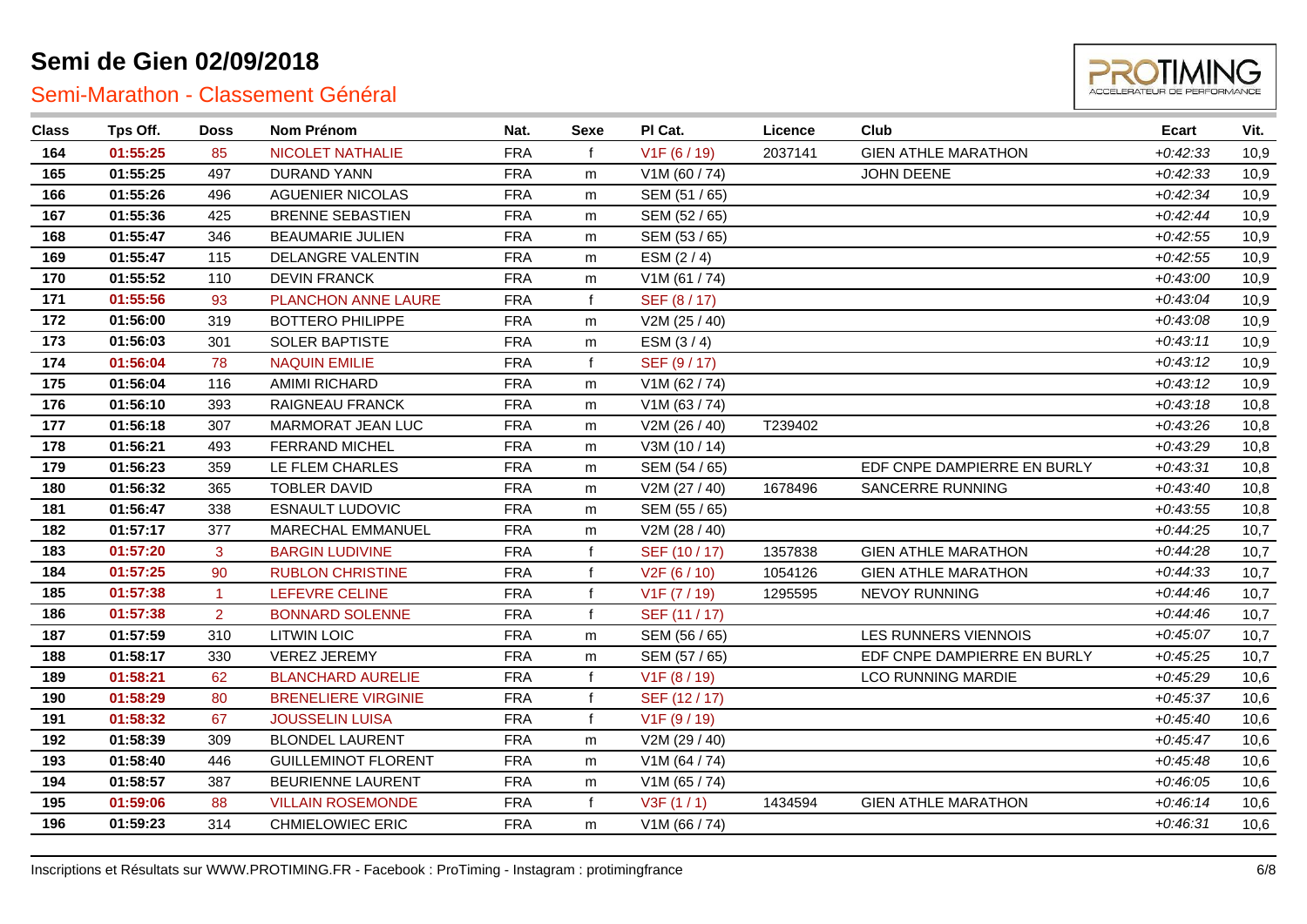# Semi de Gien 02/09/2018

## Semi-Marathon - Classement Général

| Class | Tps Off. | Doss | Nom Prénom | Nat. | Sexe | Pl Cat. | Licence | Club | Ecart | Vit. |
|---|---|---|---|---|---|---|---|---|---|---|
| 164 | 01:55:25 | 85 | NICOLET NATHALIE | FRA | f | V1F (6 / 19) | 2037141 | GIEN ATHLE MARATHON | +0:42:33 | 10,9 |
| 165 | 01:55:25 | 497 | DURAND YANN | FRA | m | V1M (60 / 74) | | JOHN DEENE | +0:42:33 | 10,9 |
| 166 | 01:55:26 | 496 | AGUENIER NICOLAS | FRA | m | SEM (51 / 65) | | | +0:42:34 | 10,9 |
| 167 | 01:55:36 | 425 | BRENNE SEBASTIEN | FRA | m | SEM (52 / 65) | | | +0:42:44 | 10,9 |
| 168 | 01:55:47 | 346 | BEAUMARIE JULIEN | FRA | m | SEM (53 / 65) | | | +0:42:55 | 10,9 |
| 169 | 01:55:47 | 115 | DELANGRE VALENTIN | FRA | m | ESM (2 / 4) | | | +0:42:55 | 10,9 |
| 170 | 01:55:52 | 110 | DEVIN FRANCK | FRA | m | V1M (61 / 74) | | | +0:43:00 | 10,9 |
| 171 | 01:55:56 | 93 | PLANCHON ANNE LAURE | FRA | f | SEF (8 / 17) | | | +0:43:04 | 10,9 |
| 172 | 01:56:00 | 319 | BOTTERO PHILIPPE | FRA | m | V2M (25 / 40) | | | +0:43:08 | 10,9 |
| 173 | 01:56:03 | 301 | SOLER BAPTISTE | FRA | m | ESM (3 / 4) | | | +0:43:11 | 10,9 |
| 174 | 01:56:04 | 78 | NAQUIN EMILIE | FRA | f | SEF (9 / 17) | | | +0:43:12 | 10,9 |
| 175 | 01:56:04 | 116 | AMIMI RICHARD | FRA | m | V1M (62 / 74) | | | +0:43:12 | 10,9 |
| 176 | 01:56:10 | 393 | RAIGNEAU FRANCK | FRA | m | V1M (63 / 74) | | | +0:43:18 | 10,8 |
| 177 | 01:56:18 | 307 | MARMORAT JEAN LUC | FRA | m | V2M (26 / 40) | T239402 | | +0:43:26 | 10,8 |
| 178 | 01:56:21 | 493 | FERRAND MICHEL | FRA | m | V3M (10 / 14) | | | +0:43:29 | 10,8 |
| 179 | 01:56:23 | 359 | LE FLEM CHARLES | FRA | m | SEM (54 / 65) | | EDF CNPE DAMPIERRE EN BURLY | +0:43:31 | 10,8 |
| 180 | 01:56:32 | 365 | TOBLER DAVID | FRA | m | V2M (27 / 40) | 1678496 | SANCERRE RUNNING | +0:43:40 | 10,8 |
| 181 | 01:56:47 | 338 | ESNAULT LUDOVIC | FRA | m | SEM (55 / 65) | | | +0:43:55 | 10,8 |
| 182 | 01:57:17 | 377 | MARECHAL EMMANUEL | FRA | m | V2M (28 / 40) | | | +0:44:25 | 10,7 |
| 183 | 01:57:20 | 3 | BARGIN LUDIVINE | FRA | f | SEF (10 / 17) | 1357838 | GIEN ATHLE MARATHON | +0:44:28 | 10,7 |
| 184 | 01:57:25 | 90 | RUBLON CHRISTINE | FRA | f | V2F (6 / 10) | 1054126 | GIEN ATHLE MARATHON | +0:44:33 | 10,7 |
| 185 | 01:57:38 | 1 | LEFEVRE CELINE | FRA | f | V1F (7 / 19) | 1295595 | NEVOY RUNNING | +0:44:46 | 10,7 |
| 186 | 01:57:38 | 2 | BONNARD SOLENNE | FRA | f | SEF (11 / 17) | | | +0:44:46 | 10,7 |
| 187 | 01:57:59 | 310 | LITWIN LOIC | FRA | m | SEM (56 / 65) | | LES RUNNERS VIENNOIS | +0:45:07 | 10,7 |
| 188 | 01:58:17 | 330 | VEREZ JEREMY | FRA | m | SEM (57 / 65) | | EDF CNPE DAMPIERRE EN BURLY | +0:45:25 | 10,7 |
| 189 | 01:58:21 | 62 | BLANCHARD AURELIE | FRA | f | V1F (8 / 19) | | LCO RUNNING MARDIE | +0:45:29 | 10,6 |
| 190 | 01:58:29 | 80 | BRENELIERE VIRGINIE | FRA | f | SEF (12 / 17) | | | +0:45:37 | 10,6 |
| 191 | 01:58:32 | 67 | JOUSSELIN LUISA | FRA | f | V1F (9 / 19) | | | +0:45:40 | 10,6 |
| 192 | 01:58:39 | 309 | BLONDEL LAURENT | FRA | m | V2M (29 / 40) | | | +0:45:47 | 10,6 |
| 193 | 01:58:40 | 446 | GUILLEMINOT FLORENT | FRA | m | V1M (64 / 74) | | | +0:45:48 | 10,6 |
| 194 | 01:58:57 | 387 | BEURIENNE LAURENT | FRA | m | V1M (65 / 74) | | | +0:46:05 | 10,6 |
| 195 | 01:59:06 | 88 | VILLAIN ROSEMONDE | FRA | f | V3F (1 / 1) | 1434594 | GIEN ATHLE MARATHON | +0:46:14 | 10,6 |
| 196 | 01:59:23 | 314 | CHMIELOWIEC ERIC | FRA | m | V1M (66 / 74) | | | +0:46:31 | 10,6 |

Inscriptions et Résultats sur WWW.PROTIMING.FR - Facebook : ProTiming - Instagram : protimingfrance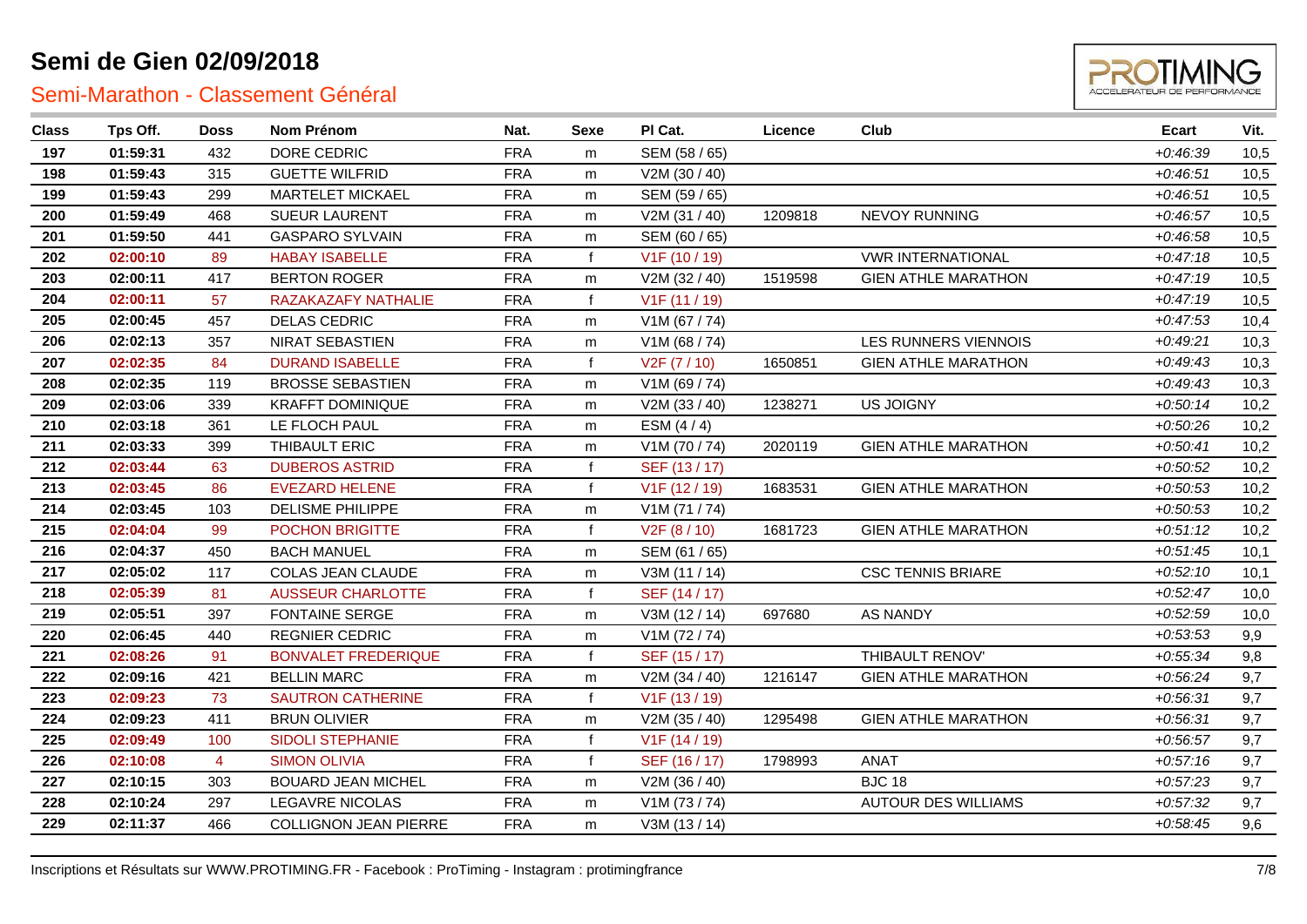# Semi de Gien 02/09/2018

## Semi-Marathon - Classement Général

| Class | Tps Off. | Doss | Nom Prénom | Nat. | Sexe | Pl Cat. | Licence | Club | Ecart | Vit. |
|---|---|---|---|---|---|---|---|---|---|---|
| 197 | 01:59:31 | 432 | DORE CEDRIC | FRA | m | SEM (58 / 65) | | | +0:46:39 | 10,5 |
| 198 | 01:59:43 | 315 | GUETTE WILFRID | FRA | m | V2M (30 / 40) | | | +0:46:51 | 10,5 |
| 199 | 01:59:43 | 299 | MARTELET MICKAEL | FRA | m | SEM (59 / 65) | | | +0:46:51 | 10,5 |
| 200 | 01:59:49 | 468 | SUEUR LAURENT | FRA | m | V2M (31 / 40) | 1209818 | NEVOY RUNNING | +0:46:57 | 10,5 |
| 201 | 01:59:50 | 441 | GASPARO SYLVAIN | FRA | m | SEM (60 / 65) | | | +0:46:58 | 10,5 |
| 202 | 02:00:10 | 89 | HABAY ISABELLE | FRA | f | V1F (10 / 19) | | VWR INTERNATIONAL | +0:47:18 | 10,5 |
| 203 | 02:00:11 | 417 | BERTON ROGER | FRA | m | V2M (32 / 40) | 1519598 | GIEN ATHLE MARATHON | +0:47:19 | 10,5 |
| 204 | 02:00:11 | 57 | RAZAKAZAFY NATHALIE | FRA | f | V1F (11 / 19) | | | +0:47:19 | 10,5 |
| 205 | 02:00:45 | 457 | DELAS CEDRIC | FRA | m | V1M (67 / 74) | | | +0:47:53 | 10,4 |
| 206 | 02:02:13 | 357 | NIRAT SEBASTIEN | FRA | m | V1M (68 / 74) | | LES RUNNERS VIENNOIS | +0:49:21 | 10,3 |
| 207 | 02:02:35 | 84 | DURAND ISABELLE | FRA | f | V2F (7 / 10) | 1650851 | GIEN ATHLE MARATHON | +0:49:43 | 10,3 |
| 208 | 02:02:35 | 119 | BROSSE SEBASTIEN | FRA | m | V1M (69 / 74) | | | +0:49:43 | 10,3 |
| 209 | 02:03:06 | 339 | KRAFFT DOMINIQUE | FRA | m | V2M (33 / 40) | 1238271 | US JOIGNY | +0:50:14 | 10,2 |
| 210 | 02:03:18 | 361 | LE FLOCH PAUL | FRA | m | ESM (4 / 4) | | | +0:50:26 | 10,2 |
| 211 | 02:03:33 | 399 | THIBAULT ERIC | FRA | m | V1M (70 / 74) | 2020119 | GIEN ATHLE MARATHON | +0:50:41 | 10,2 |
| 212 | 02:03:44 | 63 | DUBEROS ASTRID | FRA | f | SEF (13 / 17) | | | +0:50:52 | 10,2 |
| 213 | 02:03:45 | 86 | EVEZARD HELENE | FRA | f | V1F (12 / 19) | 1683531 | GIEN ATHLE MARATHON | +0:50:53 | 10,2 |
| 214 | 02:03:45 | 103 | DELISME PHILIPPE | FRA | m | V1M (71 / 74) | | | +0:50:53 | 10,2 |
| 215 | 02:04:04 | 99 | POCHON BRIGITTE | FRA | f | V2F (8 / 10) | 1681723 | GIEN ATHLE MARATHON | +0:51:12 | 10,2 |
| 216 | 02:04:37 | 450 | BACH MANUEL | FRA | m | SEM (61 / 65) | | | +0:51:45 | 10,1 |
| 217 | 02:05:02 | 117 | COLAS JEAN CLAUDE | FRA | m | V3M (11 / 14) | | CSC TENNIS BRIARE | +0:52:10 | 10,1 |
| 218 | 02:05:39 | 81 | AUSSEUR CHARLOTTE | FRA | f | SEF (14 / 17) | | | +0:52:47 | 10,0 |
| 219 | 02:05:51 | 397 | FONTAINE SERGE | FRA | m | V3M (12 / 14) | 697680 | AS NANDY | +0:52:59 | 10,0 |
| 220 | 02:06:45 | 440 | REGNIER CEDRIC | FRA | m | V1M (72 / 74) | | | +0:53:53 | 9,9 |
| 221 | 02:08:26 | 91 | BONVALET FREDERIQUE | FRA | f | SEF (15 / 17) | | THIBAULT RENOV' | +0:55:34 | 9,8 |
| 222 | 02:09:16 | 421 | BELLIN MARC | FRA | m | V2M (34 / 40) | 1216147 | GIEN ATHLE MARATHON | +0:56:24 | 9,7 |
| 223 | 02:09:23 | 73 | SAUTRON CATHERINE | FRA | f | V1F (13 / 19) | | | +0:56:31 | 9,7 |
| 224 | 02:09:23 | 411 | BRUN OLIVIER | FRA | m | V2M (35 / 40) | 1295498 | GIEN ATHLE MARATHON | +0:56:31 | 9,7 |
| 225 | 02:09:49 | 100 | SIDOLI STEPHANIE | FRA | f | V1F (14 / 19) | | | +0:56:57 | 9,7 |
| 226 | 02:10:08 | 4 | SIMON OLIVIA | FRA | f | SEF (16 / 17) | 1798993 | ANAT | +0:57:16 | 9,7 |
| 227 | 02:10:15 | 303 | BOUARD JEAN MICHEL | FRA | m | V2M (36 / 40) | | BJC 18 | +0:57:23 | 9,7 |
| 228 | 02:10:24 | 297 | LEGAVRE NICOLAS | FRA | m | V1M (73 / 74) | | AUTOUR DES WILLIAMS | +0:57:32 | 9,7 |
| 229 | 02:11:37 | 466 | COLLIGNON JEAN PIERRE | FRA | m | V3M (13 / 14) | | | +0:58:45 | 9,6 |

Inscriptions et Résultats sur WWW.PROTIMING.FR - Facebook : ProTiming - Instagram : protimingfrance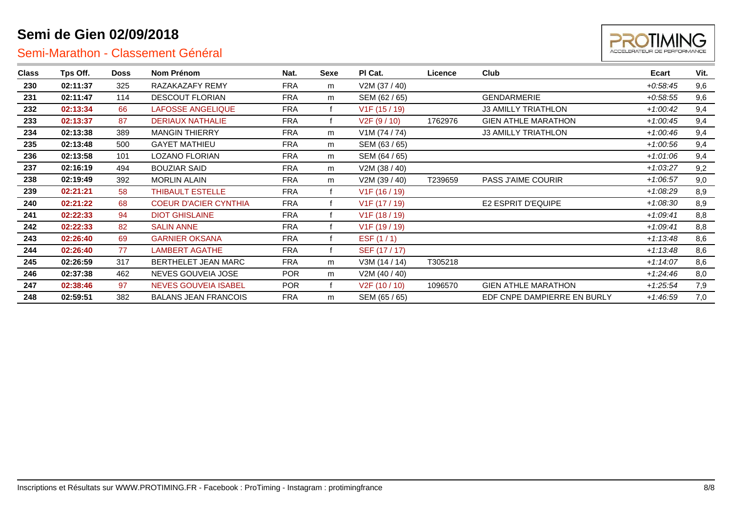# Semi de Gien 02/09/2018

## Semi-Marathon - Classement Général

| Class | Tps Off. | Doss | Nom Prénom | Nat. | Sexe | Pl Cat. | Licence | Club | Ecart | Vit. |
|---|---|---|---|---|---|---|---|---|---|---|
| 230 | 02:11:37 | 325 | RAZAKAZAFY REMY | FRA | m | V2M (37 / 40) | | | +0:58:45 | 9,6 |
| 231 | 02:11:47 | 114 | DESCOUT FLORIAN | FRA | m | SEM (62 / 65) | | GENDARMERIE | +0:58:55 | 9,6 |
| 232 | 02:13:34 | 66 | LAFOSSE ANGELIQUE | FRA | f | V1F (15 / 19) | | J3 AMILLY TRIATHLON | +1:00:42 | 9,4 |
| 233 | 02:13:37 | 87 | DERIAUX NATHALIE | FRA | f | V2F (9 / 10) | 1762976 | GIEN ATHLE MARATHON | +1:00:45 | 9,4 |
| 234 | 02:13:38 | 389 | MANGIN THIERRY | FRA | m | V1M (74 / 74) | | J3 AMILLY TRIATHLON | +1:00:46 | 9,4 |
| 235 | 02:13:48 | 500 | GAYET MATHIEU | FRA | m | SEM (63 / 65) | | | +1:00:56 | 9,4 |
| 236 | 02:13:58 | 101 | LOZANO FLORIAN | FRA | m | SEM (64 / 65) | | | +1:01:06 | 9,4 |
| 237 | 02:16:19 | 494 | BOUZIAR SAID | FRA | m | V2M (38 / 40) | | | +1:03:27 | 9,2 |
| 238 | 02:19:49 | 392 | MORLIN ALAIN | FRA | m | V2M (39 / 40) | T239659 | PASS J'AIME COURIR | +1:06:57 | 9,0 |
| 239 | 02:21:21 | 58 | THIBAULT ESTELLE | FRA | f | V1F (16 / 19) | | | +1:08:29 | 8,9 |
| 240 | 02:21:22 | 68 | COEUR D'ACIER CYNTHIA | FRA | f | V1F (17 / 19) | | E2 ESPRIT D'EQUIPE | +1:08:30 | 8,9 |
| 241 | 02:22:33 | 94 | DIOT GHISLAINE | FRA | f | V1F (18 / 19) | | | +1:09:41 | 8,8 |
| 242 | 02:22:33 | 82 | SALIN ANNE | FRA | f | V1F (19 / 19) | | | +1:09:41 | 8,8 |
| 243 | 02:26:40 | 69 | GARNIER OKSANA | FRA | f | ESF (1 / 1) | | | +1:13:48 | 8,6 |
| 244 | 02:26:40 | 77 | LAMBERT AGATHE | FRA | f | SEF (17 / 17) | | | +1:13:48 | 8,6 |
| 245 | 02:26:59 | 317 | BERTHELET JEAN MARC | FRA | m | V3M (14 / 14) | T305218 | | +1:14:07 | 8,6 |
| 246 | 02:37:38 | 462 | NEVES GOUVEIA JOSE | POR | m | V2M (40 / 40) | | | +1:24:46 | 8,0 |
| 247 | 02:38:46 | 97 | NEVES GOUVEIA ISABEL | POR | f | V2F (10 / 10) | 1096570 | GIEN ATHLE MARATHON | +1:25:54 | 7,9 |
| 248 | 02:59:51 | 382 | BALANS JEAN FRANCOIS | FRA | m | SEM (65 / 65) | | EDF CNPE DAMPIERRE EN BURLY | +1:46:59 | 7,0 |

Inscriptions et Résultats sur WWW.PROTIMING.FR - Facebook : ProTiming - Instagram : protimingfrance